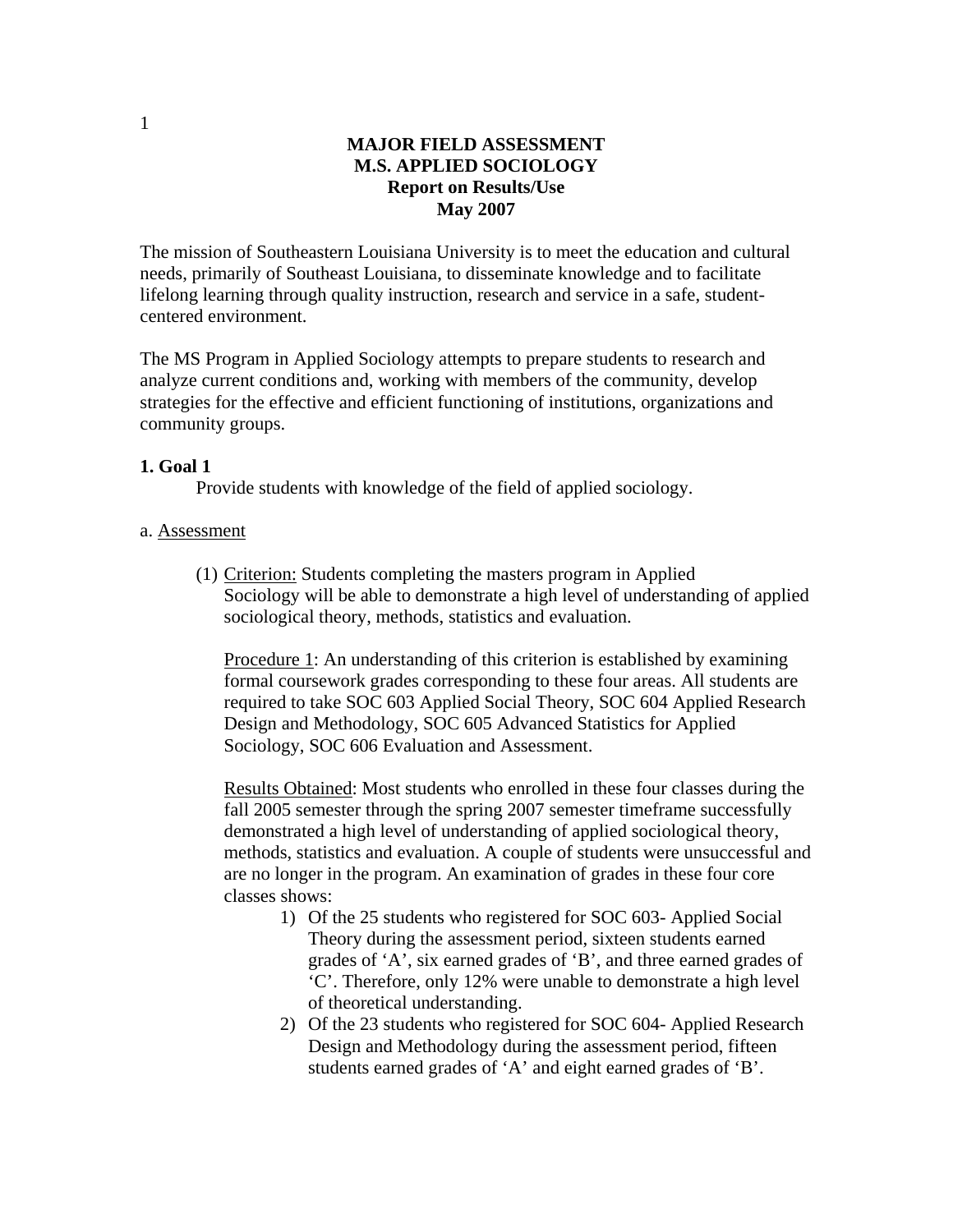# MAJOR FIELD ASSESSMENT
# M.S. APPLIED SOCIOLOGY
## Report on Results/Use
## May 2007

The mission of Southeastern Louisiana University is to meet the education and cultural needs, primarily of Southeast Louisiana, to disseminate knowledge and to facilitate lifelong learning through quality instruction, research and service in a safe, student-centered environment.

The MS Program in Applied Sociology attempts to prepare students to research and analyze current conditions and, working with members of the community, develop strategies for the effective and efficient functioning of institutions, organizations and community groups.

### 1. Goal 1

Provide students with knowledge of the field of applied sociology.

a. Assessment

(1) Criterion: Students completing the masters program in Applied Sociology will be able to demonstrate a high level of understanding of applied sociological theory, methods, statistics and evaluation.

Procedure 1: An understanding of this criterion is established by examining formal coursework grades corresponding to these four areas. All students are required to take SOC 603 Applied Social Theory, SOC 604 Applied Research Design and Methodology, SOC 605 Advanced Statistics for Applied Sociology, SOC 606 Evaluation and Assessment.

Results Obtained: Most students who enrolled in these four classes during the fall 2005 semester through the spring 2007 semester timeframe successfully demonstrated a high level of understanding of applied sociological theory, methods, statistics and evaluation. A couple of students were unsuccessful and are no longer in the program. An examination of grades in these four core classes shows:

1) Of the 25 students who registered for SOC 603- Applied Social Theory during the assessment period, sixteen students earned grades of 'A', six earned grades of 'B', and three earned grades of 'C'. Therefore, only 12% were unable to demonstrate a high level of theoretical understanding.
2) Of the 23 students who registered for SOC 604- Applied Research Design and Methodology during the assessment period, fifteen students earned grades of 'A' and eight earned grades of 'B'.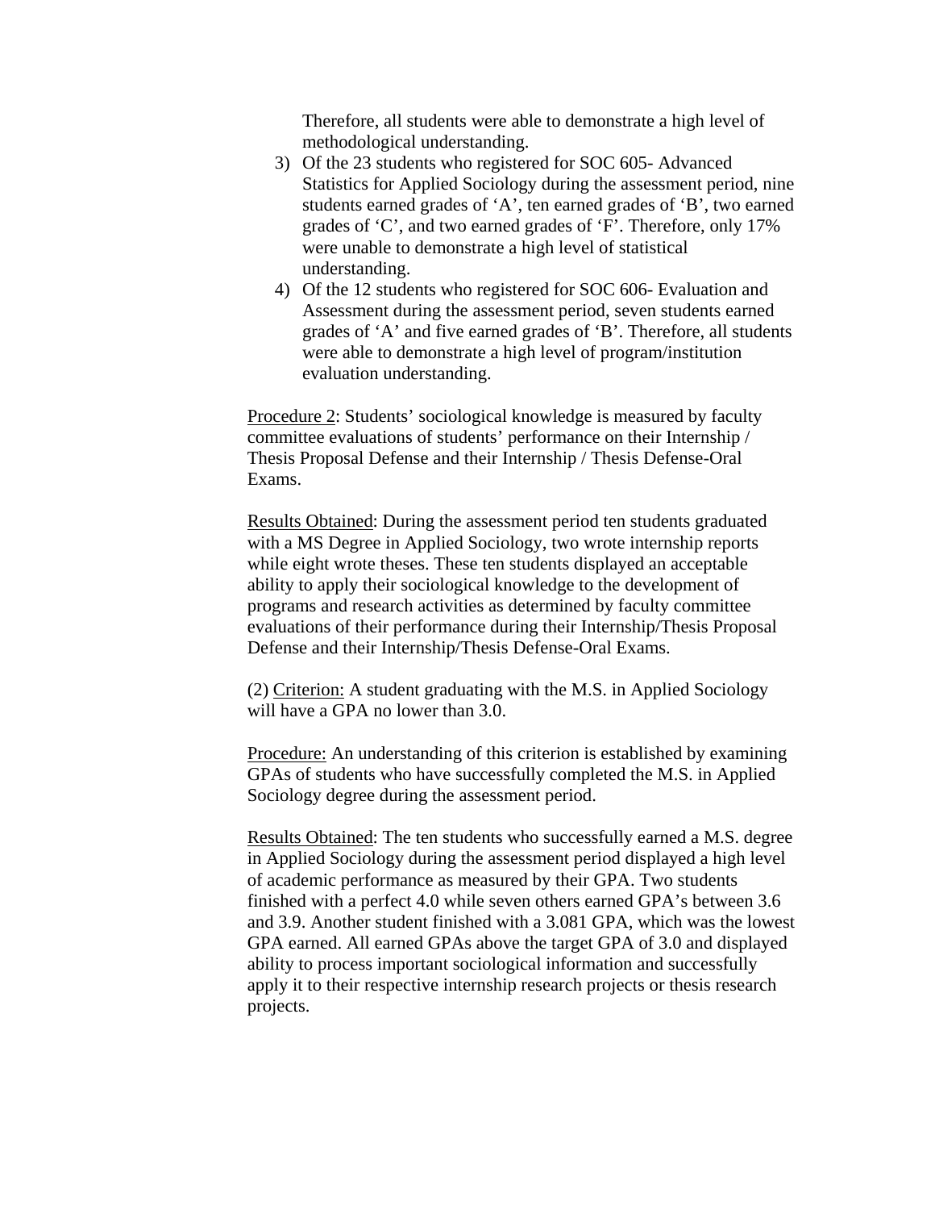Therefore, all students were able to demonstrate a high level of methodological understanding.

3) Of the 23 students who registered for SOC 605- Advanced Statistics for Applied Sociology during the assessment period, nine students earned grades of 'A', ten earned grades of 'B', two earned grades of 'C', and two earned grades of 'F'. Therefore, only 17% were unable to demonstrate a high level of statistical understanding.
4) Of the 12 students who registered for SOC 606- Evaluation and Assessment during the assessment period, seven students earned grades of 'A' and five earned grades of 'B'. Therefore, all students were able to demonstrate a high level of program/institution evaluation understanding.

<u>Procedure 2</u>: Students' sociological knowledge is measured by faculty committee evaluations of students' performance on their Internship / Thesis Proposal Defense and their Internship / Thesis Defense-Oral Exams.

<u>Results Obtained</u>: During the assessment period ten students graduated with a MS Degree in Applied Sociology, two wrote internship reports while eight wrote theses. These ten students displayed an acceptable ability to apply their sociological knowledge to the development of programs and research activities as determined by faculty committee evaluations of their performance during their Internship/Thesis Proposal Defense and their Internship/Thesis Defense-Oral Exams.

(2) <u>Criterion:</u> A student graduating with the M.S. in Applied Sociology will have a GPA no lower than 3.0.

<u>Procedure:</u> An understanding of this criterion is established by examining GPAs of students who have successfully completed the M.S. in Applied Sociology degree during the assessment period.

<u>Results Obtained</u>: The ten students who successfully earned a M.S. degree in Applied Sociology during the assessment period displayed a high level of academic performance as measured by their GPA. Two students finished with a perfect 4.0 while seven others earned GPA's between 3.6 and 3.9. Another student finished with a 3.081 GPA, which was the lowest GPA earned. All earned GPAs above the target GPA of 3.0 and displayed ability to process important sociological information and successfully apply it to their respective internship research projects or thesis research projects.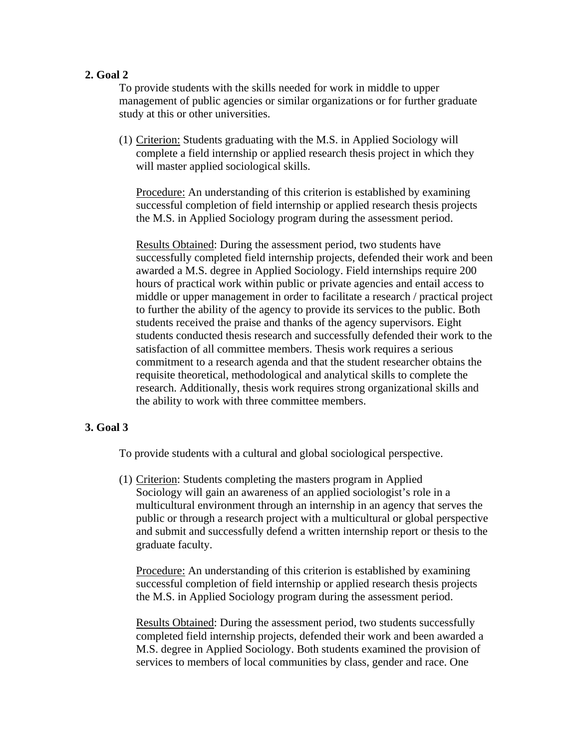**2. Goal 2**

To provide students with the skills needed for work in middle to upper management of public agencies or similar organizations or for further graduate study at this or other universities.

(1) Criterion: Students graduating with the M.S. in Applied Sociology will complete a field internship or applied research thesis project in which they will master applied sociological skills.

Procedure: An understanding of this criterion is established by examining successful completion of field internship or applied research thesis projects the M.S. in Applied Sociology program during the assessment period.

Results Obtained: During the assessment period, two students have successfully completed field internship projects, defended their work and been awarded a M.S. degree in Applied Sociology. Field internships require 200 hours of practical work within public or private agencies and entail access to middle or upper management in order to facilitate a research / practical project to further the ability of the agency to provide its services to the public. Both students received the praise and thanks of the agency supervisors. Eight students conducted thesis research and successfully defended their work to the satisfaction of all committee members. Thesis work requires a serious commitment to a research agenda and that the student researcher obtains the requisite theoretical, methodological and analytical skills to complete the research. Additionally, thesis work requires strong organizational skills and the ability to work with three committee members.

**3. Goal 3**

To provide students with a cultural and global sociological perspective.

(1) Criterion: Students completing the masters program in Applied Sociology will gain an awareness of an applied sociologist's role in a multicultural environment through an internship in an agency that serves the public or through a research project with a multicultural or global perspective and submit and successfully defend a written internship report or thesis to the graduate faculty.

Procedure: An understanding of this criterion is established by examining successful completion of field internship or applied research thesis projects the M.S. in Applied Sociology program during the assessment period.

Results Obtained: During the assessment period, two students successfully completed field internship projects, defended their work and been awarded a M.S. degree in Applied Sociology. Both students examined the provision of services to members of local communities by class, gender and race. One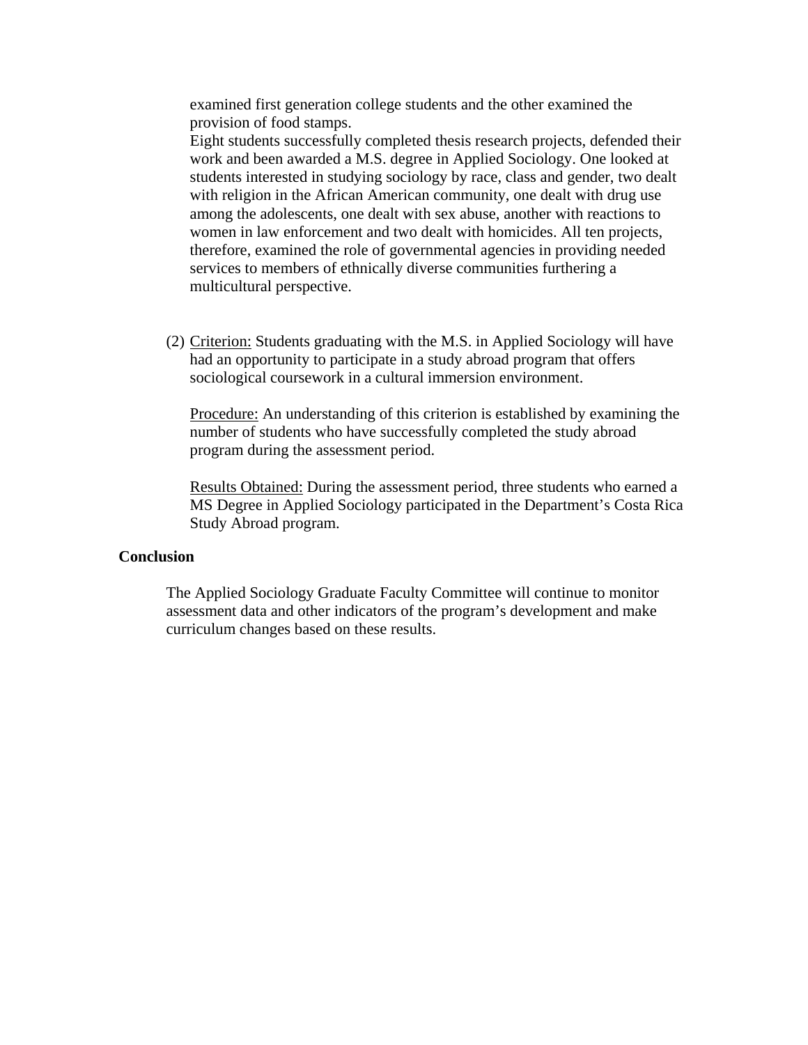examined first generation college students and the other examined the provision of food stamps.

Eight students successfully completed thesis research projects, defended their work and been awarded a M.S. degree in Applied Sociology. One looked at students interested in studying sociology by race, class and gender, two dealt with religion in the African American community, one dealt with drug use among the adolescents, one dealt with sex abuse, another with reactions to women in law enforcement and two dealt with homicides. All ten projects, therefore, examined the role of governmental agencies in providing needed services to members of ethnically diverse communities furthering a multicultural perspective.

(2) <u>Criterion:</u> Students graduating with the M.S. in Applied Sociology will have had an opportunity to participate in a study abroad program that offers sociological coursework in a cultural immersion environment.

<u>Procedure:</u> An understanding of this criterion is established by examining the number of students who have successfully completed the study abroad program during the assessment period.

<u>Results Obtained:</u> During the assessment period, three students who earned a MS Degree in Applied Sociology participated in the Department's Costa Rica Study Abroad program.

**Conclusion**

The Applied Sociology Graduate Faculty Committee will continue to monitor assessment data and other indicators of the program's development and make curriculum changes based on these results.